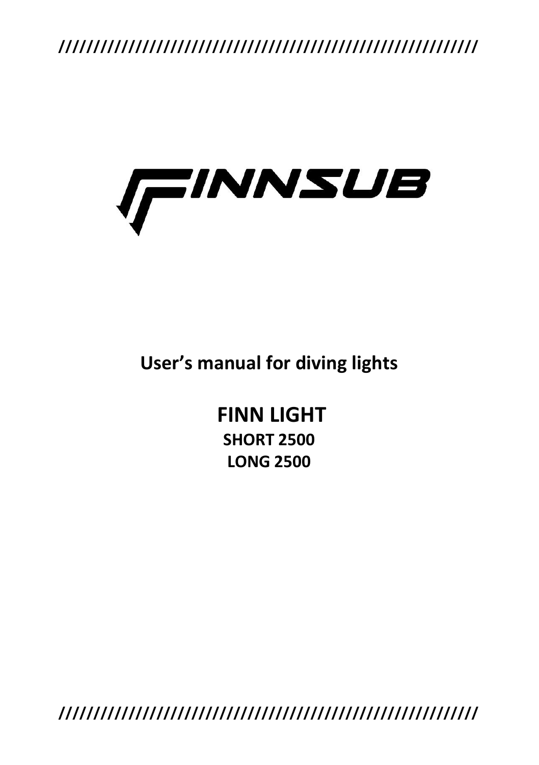FINNSUB

# User's manual for diving lights

## FINN LIGHT

**SHORT 2500**

**LONG 2500**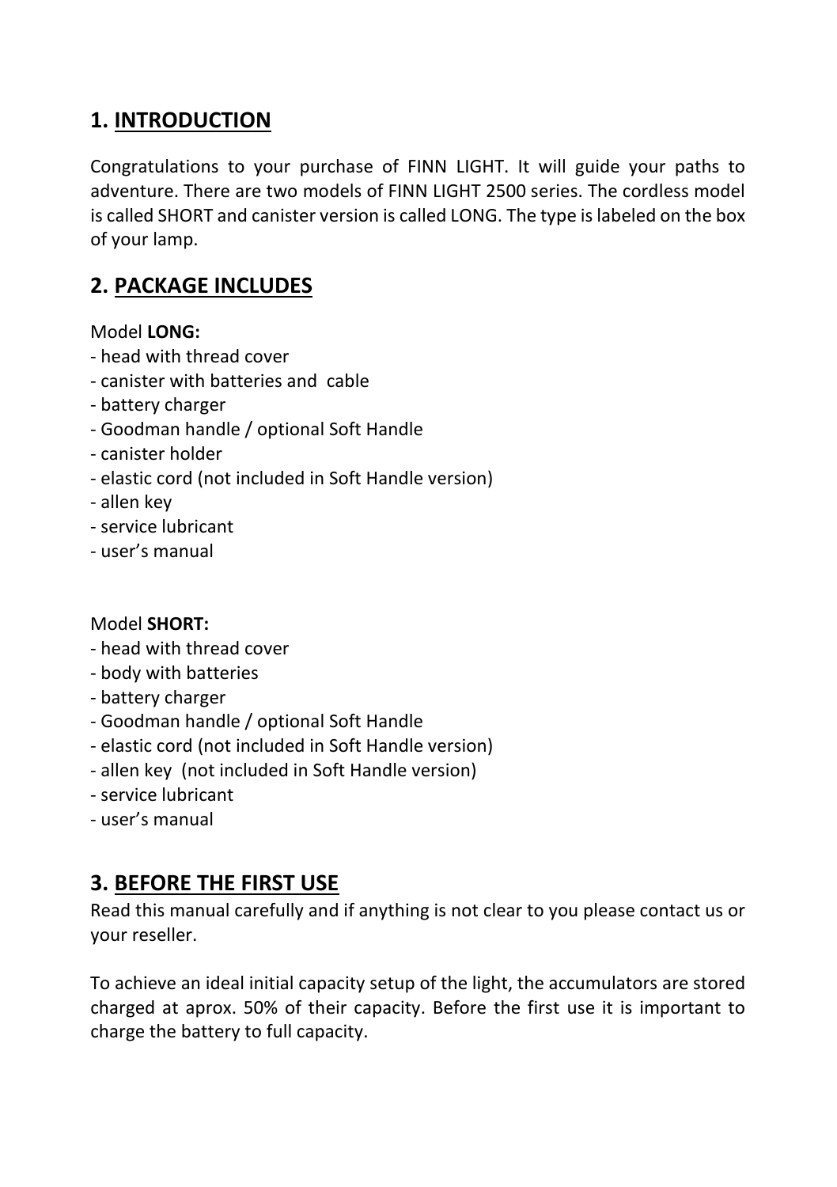## 1. <u>INTRODUCTION</u>

Congratulations to your purchase of FINN LIGHT. It will guide your paths to adventure. There are two models of FINN LIGHT 2500 series. The cordless model is called SHORT and canister version is called LONG. The type is labeled on the box of your lamp.

## 2. <u>PACKAGE INCLUDES</u>

Model **LONG:**

- head with thread cover
- canister with batteries and  cable
- battery charger
- Goodman handle / optional Soft Handle
- canister holder
- elastic cord (not included in Soft Handle version)
- allen key
- service lubricant
- user's manual

Model **SHORT:**

- head with thread cover
- body with batteries
- battery charger
- Goodman handle / optional Soft Handle
- elastic cord (not included in Soft Handle version)
- allen key  (not included in Soft Handle version)
- service lubricant
- user's manual

## 3. <u>BEFORE THE FIRST USE</u>

Read this manual carefully and if anything is not clear to you please contact us or your reseller.

To achieve an ideal initial capacity setup of the light, the accumulators are stored charged at aprox. 50% of their capacity. Before the first use it is important to charge the battery to full capacity.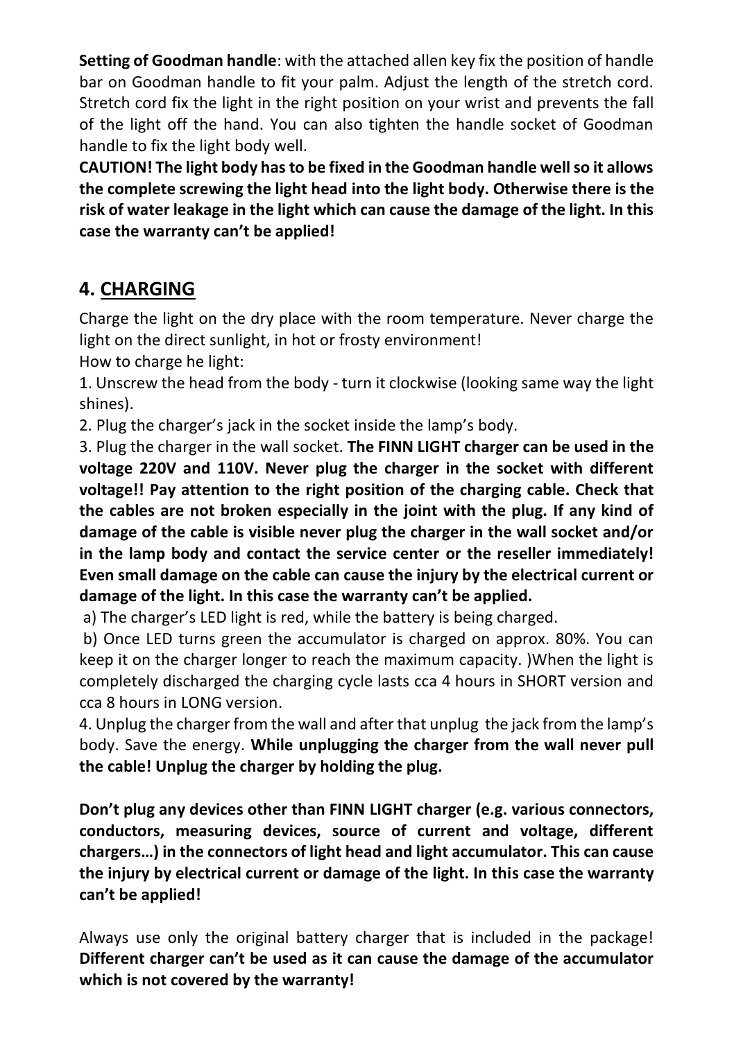**Setting of Goodman handle**: with the attached allen key fix the position of handle bar on Goodman handle to fit your palm. Adjust the length of the stretch cord. Stretch cord fix the light in the right position on your wrist and prevents the fall of the light off the hand. You can also tighten the handle socket of Goodman handle to fix the light body well.

**CAUTION! The light body has to be fixed in the Goodman handle well so it allows the complete screwing the light head into the light body. Otherwise there is the risk of water leakage in the light which can cause the damage of the light. In this case the warranty can't be applied!**

## 4. CHARGING

Charge the light on the dry place with the room temperature. Never charge the light on the direct sunlight, in hot or frosty environment!

How to charge he light:

1. Unscrew the head from the body - turn it clockwise (looking same way the light shines).
2. Plug the charger's jack in the socket inside the lamp's body.
3. Plug the charger in the wall socket. **The FINN LIGHT charger can be used in the voltage 220V and 110V. Never plug the charger in the socket with different voltage!! Pay attention to the right position of the charging cable. Check that the cables are not broken especially in the joint with the plug. If any kind of damage of the cable is visible never plug the charger in the wall socket and/or in the lamp body and contact the service center or the reseller immediately! Even small damage on the cable can cause the injury by the electrical current or damage of the light. In this case the warranty can't be applied.**

 a) The charger's LED light is red, while the battery is being charged.

 b) Once LED turns green the accumulator is charged on approx. 80%. You can keep it on the charger longer to reach the maximum capacity. )When the light is completely discharged the charging cycle lasts cca 4 hours in SHORT version and cca 8 hours in LONG version.

4. Unplug the charger from the wall and after that unplug the jack from the lamp's body. Save the energy. **While unplugging the charger from the wall never pull the cable! Unplug the charger by holding the plug.**

**Don't plug any devices other than FINN LIGHT charger (e.g. various connectors, conductors, measuring devices, source of current and voltage, different chargers…) in the connectors of light head and light accumulator. This can cause the injury by electrical current or damage of the light. In this case the warranty can't be applied!**

Always use only the original battery charger that is included in the package! **Different charger can't be used as it can cause the damage of the accumulator which is not covered by the warranty!**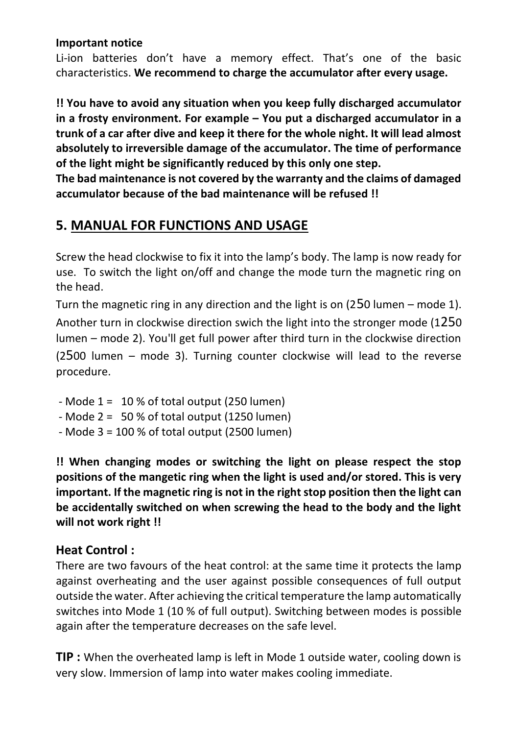**Important notice**

Li-ion batteries don't have a memory effect. That's one of the basic characteristics. **We recommend to charge the accumulator after every usage.**

**!! You have to avoid any situation when you keep fully discharged accumulator in a frosty environment. For example – You put a discharged accumulator in a trunk of a car after dive and keep it there for the whole night. It will lead almost absolutely to irreversible damage of the accumulator. The time of performance of the light might be significantly reduced by this only one step.**
**The bad maintenance is not covered by the warranty and the claims of damaged accumulator because of the bad maintenance will be refused !!**

## 5. MANUAL FOR FUNCTIONS AND USAGE

Screw the head clockwise to fix it into the lamp's body. The lamp is now ready for use. To switch the light on/off and change the mode turn the magnetic ring on the head.

Turn the magnetic ring in any direction and the light is on (250 lumen – mode 1). Another turn in clockwise direction swich the light into the stronger mode (1250 lumen – mode 2). You'll get full power after third turn in the clockwise direction (2500 lumen – mode 3). Turning counter clockwise will lead to the reverse procedure.

- Mode 1 = 10 % of total output (250 lumen)
- Mode 2 = 50 % of total output (1250 lumen)
- Mode 3 = 100 % of total output (2500 lumen)

**!! When changing modes or switching the light on please respect the stop positions of the mangetic ring when the light is used and/or stored. This is very important. If the magnetic ring is not in the right stop position then the light can be accidentally switched on when screwing the head to the body and the light will not work right !!**

### Heat Control :

There are two favours of the heat control: at the same time it protects the lamp against overheating and the user against possible consequences of full output outside the water. After achieving the critical temperature the lamp automatically switches into Mode 1 (10 % of full output). Switching between modes is possible again after the temperature decreases on the safe level.

**TIP :** When the overheated lamp is left in Mode 1 outside water, cooling down is very slow. Immersion of lamp into water makes cooling immediate.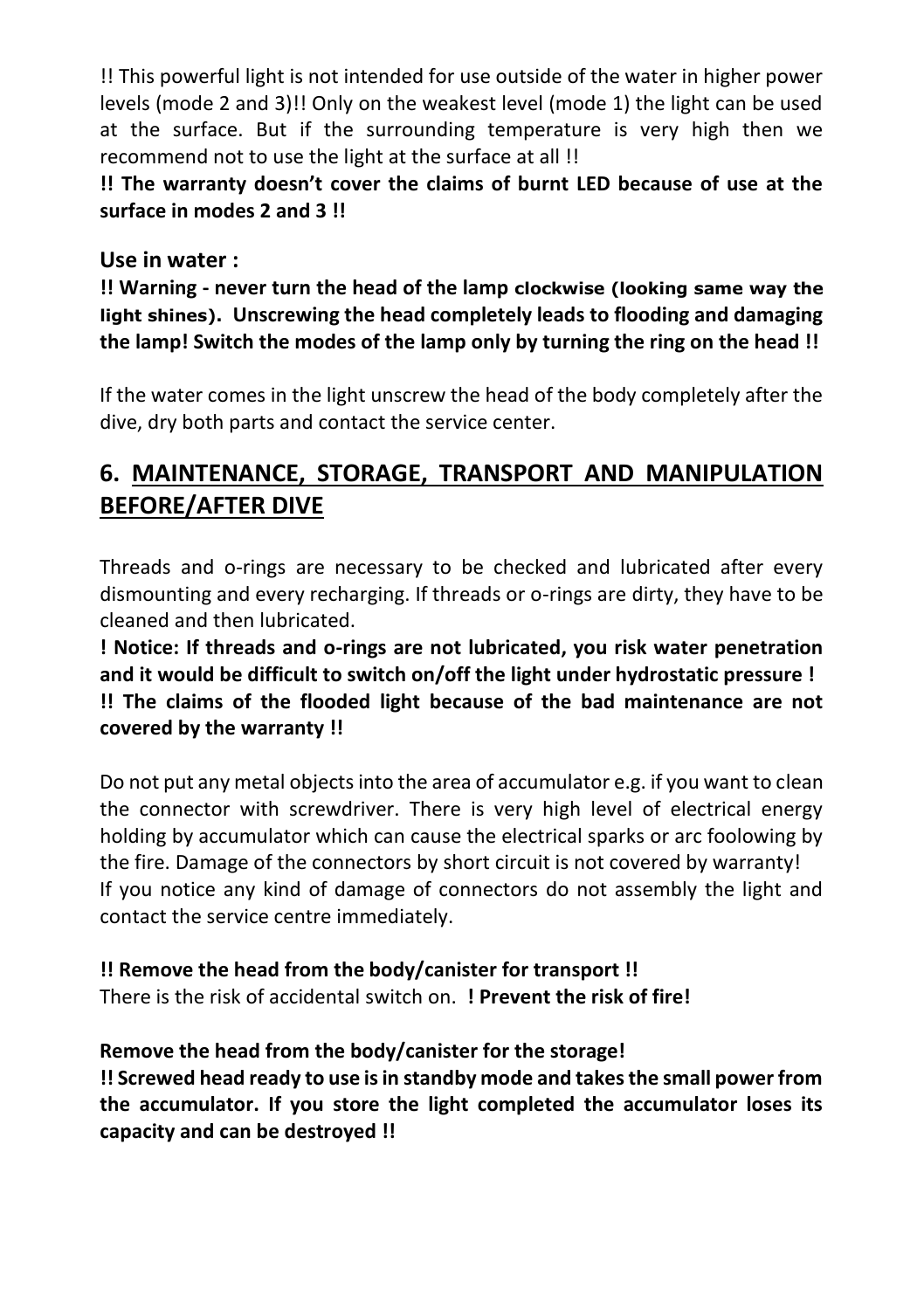!! This powerful light is not intended for use outside of the water in higher power levels (mode 2 and 3)!! Only on the weakest level (mode 1) the light can be used at the surface. But if the surrounding temperature is very high then we recommend not to use the light at the surface at all !!

**!! The warranty doesn't cover the claims of burnt LED because of use at the surface in modes 2 and 3 !!**

### Use in water :

**!! Warning - never turn the head of the lamp clockwise (looking same way the light shines). Unscrewing the head completely leads to flooding and damaging the lamp! Switch the modes of the lamp only by turning the ring on the head !!**

If the water comes in the light unscrew the head of the body completely after the dive, dry both parts and contact the service center.

## 6. MAINTENANCE, STORAGE, TRANSPORT AND MANIPULATION BEFORE/AFTER DIVE

Threads and o-rings are necessary to be checked and lubricated after every dismounting and every recharging. If threads or o-rings are dirty, they have to be cleaned and then lubricated.

**! Notice: If threads and o-rings are not lubricated, you risk water penetration and it would be difficult to switch on/off the light under hydrostatic pressure !**
**!! The claims of the flooded light because of the bad maintenance are not covered by the warranty !!**

Do not put any metal objects into the area of accumulator e.g. if you want to clean the connector with screwdriver. There is very high level of electrical energy holding by accumulator which can cause the electrical sparks or arc foolowing by the fire. Damage of the connectors by short circuit is not covered by warranty!
If you notice any kind of damage of connectors do not assembly the light and contact the service centre immediately.

**!! Remove the head from the body/canister for transport !!**
There is the risk of accidental switch on. **! Prevent the risk of fire!**

**Remove the head from the body/canister for the storage!**
**!! Screwed head ready to use is in standby mode and takes the small power from the accumulator. If you store the light completed the accumulator loses its capacity and can be destroyed !!**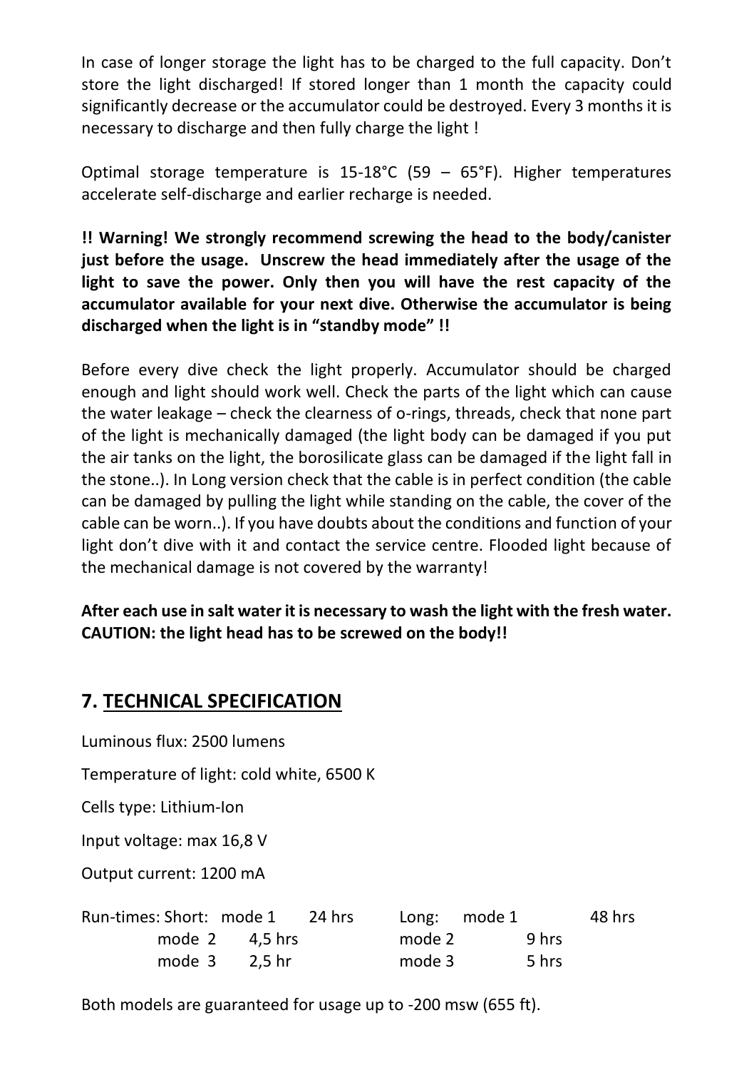In case of longer storage the light has to be charged to the full capacity. Don't store the light discharged! If stored longer than 1 month the capacity could significantly decrease or the accumulator could be destroyed. Every 3 months it is necessary to discharge and then fully charge the light !

Optimal storage temperature is 15-18°C (59 – 65°F). Higher temperatures accelerate self-discharge and earlier recharge is needed.

**!! Warning! We strongly recommend screwing the head to the body/canister just before the usage. Unscrew the head immediately after the usage of the light to save the power. Only then you will have the rest capacity of the accumulator available for your next dive. Otherwise the accumulator is being discharged when the light is in "standby mode" !!**

Before every dive check the light properly. Accumulator should be charged enough and light should work well. Check the parts of the light which can cause the water leakage – check the clearness of o-rings, threads, check that none part of the light is mechanically damaged (the light body can be damaged if you put the air tanks on the light, the borosilicate glass can be damaged if the light fall in the stone..). In Long version check that the cable is in perfect condition (the cable can be damaged by pulling the light while standing on the cable, the cover of the cable can be worn..). If you have doubts about the conditions and function of your light don't dive with it and contact the service centre. Flooded light because of the mechanical damage is not covered by the warranty!

**After each use in salt water it is necessary to wash the light with the fresh water. CAUTION: the light head has to be screwed on the body!!**

## 7. TECHNICAL SPECIFICATION

Luminous flux: 2500 lumens

Temperature of light: cold white, 6500 K

Cells type: Lithium-Ion

Input voltage: max 16,8 V

Output current: 1200 mA

| Run-times: | Short: | | Long: | |
|---|---|---|---|---|
| | mode 1 | 24 hrs | mode 1 | 48 hrs |
| | mode 2 | 4,5 hrs | mode 2 | 9 hrs |
| | mode 3 | 2,5 hr | mode 3 | 5 hrs |

Both models are guaranteed for usage up to -200 msw (655 ft).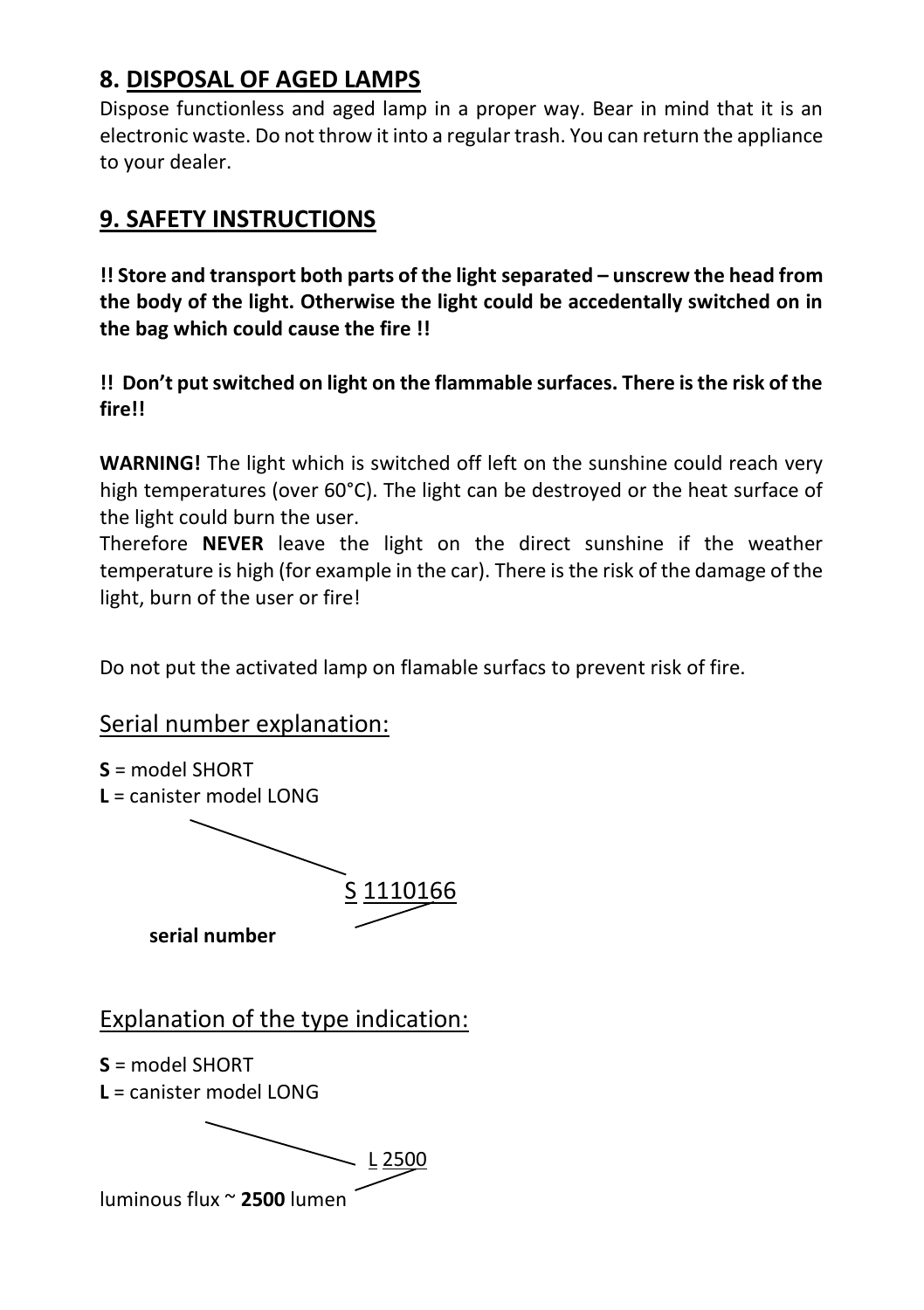## 8. DISPOSAL OF AGED LAMPS

Dispose functionless and aged lamp in a proper way. Bear in mind that it is an electronic waste. Do not throw it into a regular trash. You can return the appliance to your dealer.

## 9. SAFETY INSTRUCTIONS

**!! Store and transport both parts of the light separated – unscrew the head from the body of the light. Otherwise the light could be accedentally switched on in the bag which could cause the fire !!**

**!! Don't put switched on light on the flammable surfaces. There is the risk of the fire!!**

**WARNING!** The light which is switched off left on the sunshine could reach very high temperatures (over 60°C). The light can be destroyed or the heat surface of the light could burn the user.

Therefore **NEVER** leave the light on the direct sunshine if the weather temperature is high (for example in the car). There is the risk of the damage of the light, burn of the user or fire!

Do not put the activated lamp on flamable surfacs to prevent risk of fire.

### Serial number explanation:

**S** = model SHORT
**L** = canister model LONG

S 1110166

**serial number**

### Explanation of the type indication:

**S** = model SHORT
**L** = canister model LONG

L 2500

luminous flux ~ **2500** lumen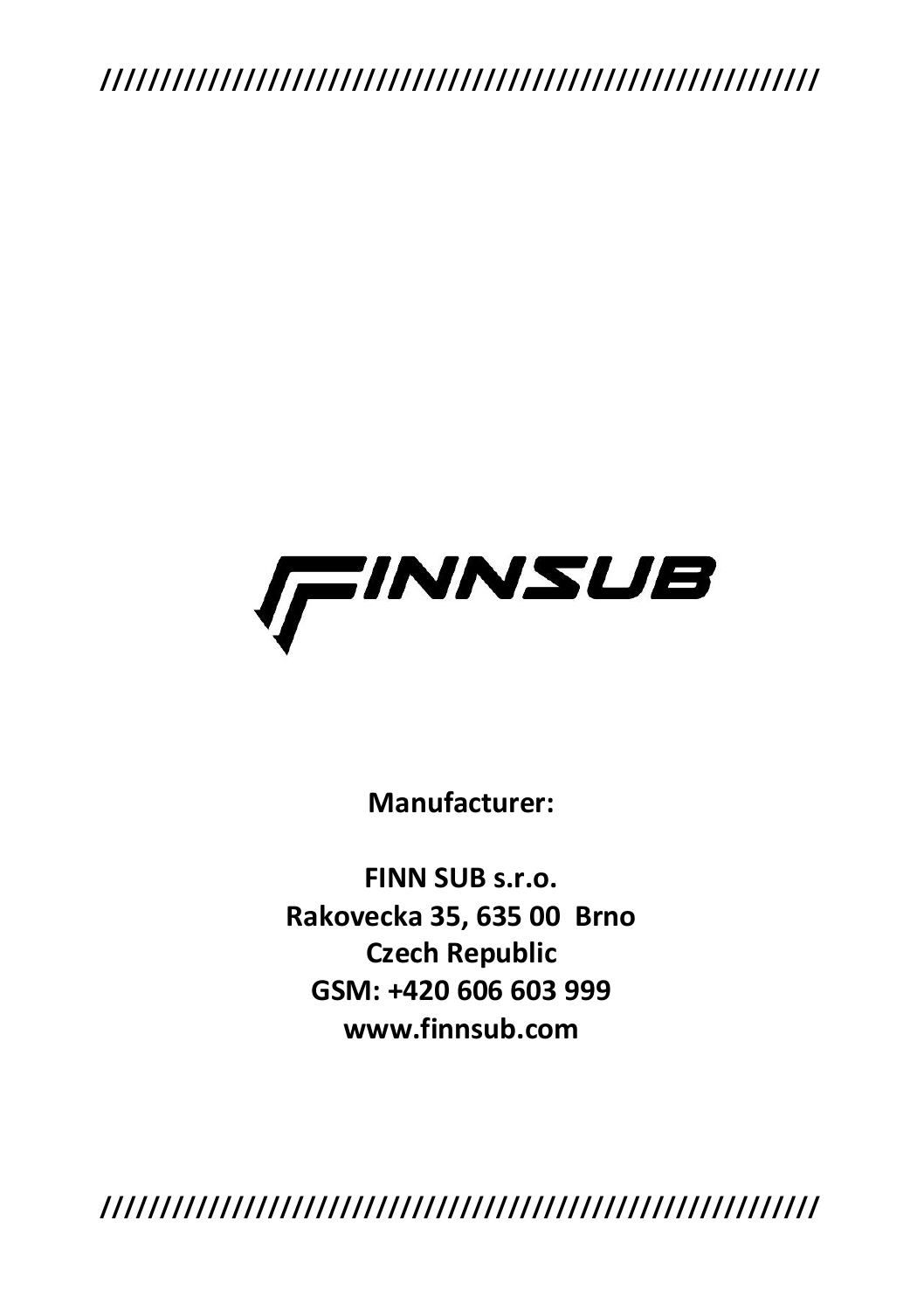**Manufacturer:**

**FINN SUB s.r.o.**
**Rakovecka 35, 635 00 Brno**
**Czech Republic**
**GSM: +420 606 603 999**
**www.finnsub.com**